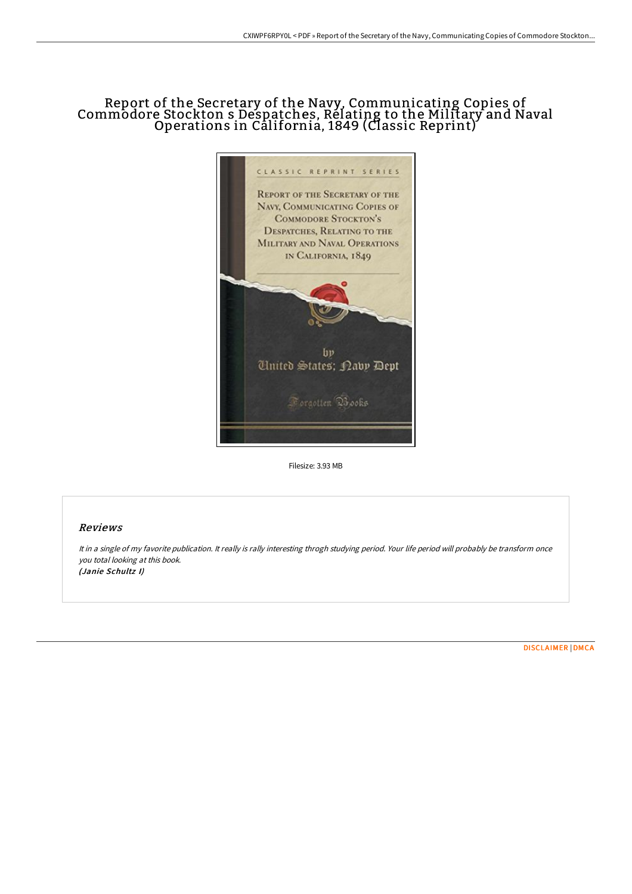# Report of the Secretary of the Navy, Communicating Copies of Commodore Stockton s Despatches, Relating to the Military and Naval Operations in California, 1849 (Classic Reprint)

CLASSIC REPRINT SERIES

REPORT OF THE SECRETARY OF THE NAVY, COMMUNICATING COPIES OF COMMODORE STOCKTON'S DESPATCHES, RELATING TO THE MILITARY AND NAVAL OPERATIONS IN CALIFORNIA, 1849

by

United States; Navy Dept

Forgotten Books

Filesize: 3.93 MB

## Reviews

*It in a single of my favorite publication. It really is rally interesting throgh studying period. Your life period will probably be transform once you total looking at this book.*
***(Janie Schultz I)***

DISCLAIMER | DMCA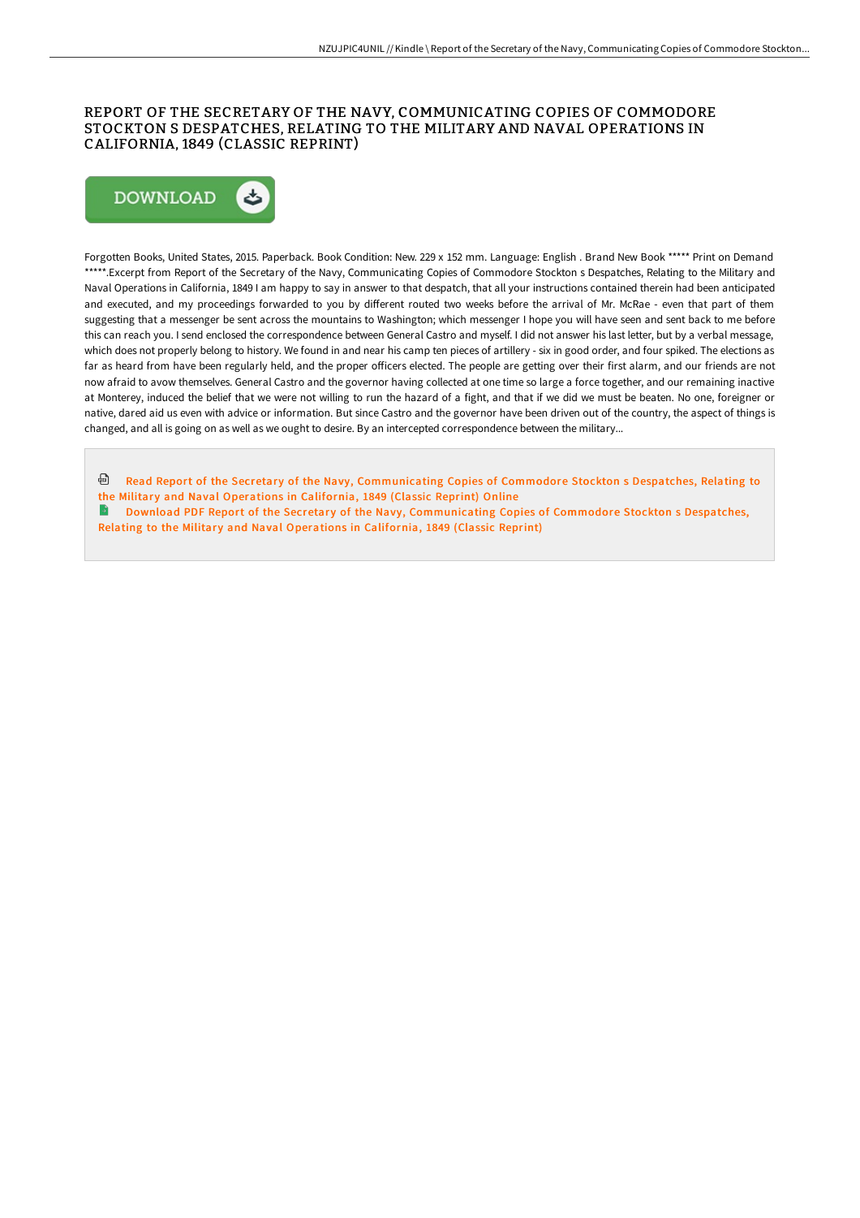# REPORT OF THE SECRETARY OF THE NAVY, COMMUNICATING COPIES OF COMMODORE STOCKTON S DESPATCHES, RELATING TO THE MILITARY AND NAVAL OPERATIONS IN CALIFORNIA, 1849 (CLASSIC REPRINT)

DOWNLOAD

Forgotten Books, United States, 2015. Paperback. Book Condition: New. 229 x 152 mm. Language: English . Brand New Book ***** Print on Demand *****.Excerpt from Report of the Secretary of the Navy, Communicating Copies of Commodore Stockton s Despatches, Relating to the Military and Naval Operations in California, 1849 I am happy to say in answer to that despatch, that all your instructions contained therein had been anticipated and executed, and my proceedings forwarded to you by different routed two weeks before the arrival of Mr. McRae - even that part of them suggesting that a messenger be sent across the mountains to Washington; which messenger I hope you will have seen and sent back to me before this can reach you. I send enclosed the correspondence between General Castro and myself. I did not answer his last letter, but by a verbal message, which does not properly belong to history. We found in and near his camp ten pieces of artillery - six in good order, and four spiked. The elections as far as heard from have been regularly held, and the proper officers elected. The people are getting over their first alarm, and our friends are not now afraid to avow themselves. General Castro and the governor having collected at one time so large a force together, and our remaining inactive at Monterey, induced the belief that we were not willing to run the hazard of a fight, and that if we did we must be beaten. No one, foreigner or native, dared aid us even with advice or information. But since Castro and the governor have been driven out of the country, the aspect of things is changed, and all is going on as well as we ought to desire. By an intercepted correspondence between the military...

Read Report of the Secretary of the Navy, Communicating Copies of Commodore Stockton s Despatches, Relating to the Military and Naval Operations in California, 1849 (Classic Reprint) Online

Download PDF Report of the Secretary of the Navy, Communicating Copies of Commodore Stockton s Despatches, Relating to the Military and Naval Operations in California, 1849 (Classic Reprint)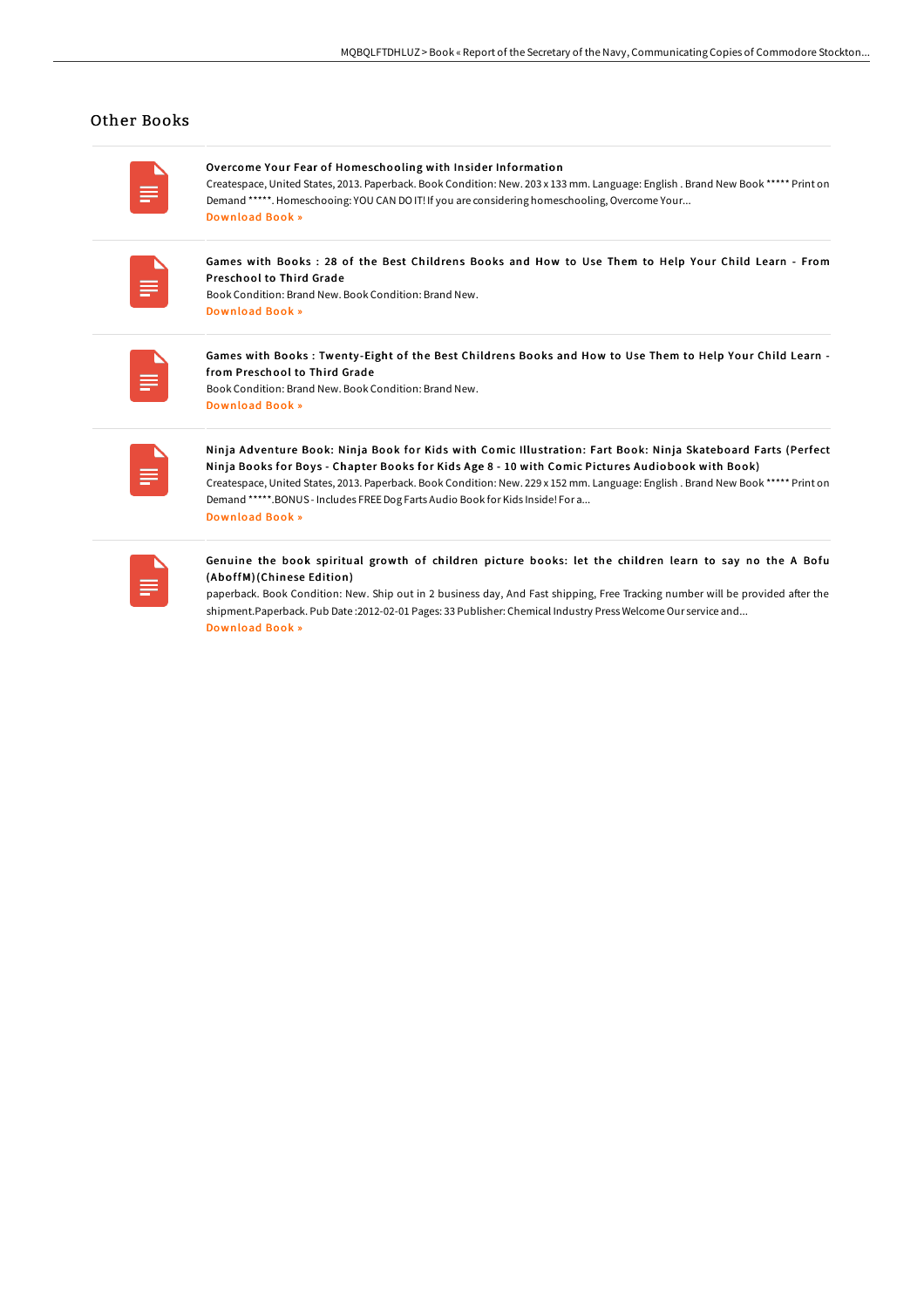## Other Books

**Overcome Your Fear of Homeschooling with Insider Information**

Createspace, United States, 2013. Paperback. Book Condition: New. 203 x 133 mm. Language: English . Brand New Book ***** Print on Demand *****. Homeschooing: YOU CAN DO IT! If you are considering homeschooling, Overcome Your...

Download Book »

**Games with Books : 28 of the Best Childrens Books and How to Use Them to Help Your Child Learn - From Preschool to Third Grade**

Book Condition: Brand New. Book Condition: Brand New.

Download Book »

**Games with Books : Twenty-Eight of the Best Childrens Books and How to Use Them to Help Your Child Learn - from Preschool to Third Grade**

Book Condition: Brand New. Book Condition: Brand New.

Download Book »

**Ninja Adventure Book: Ninja Book for Kids with Comic Illustration: Fart Book: Ninja Skateboard Farts (Perfect Ninja Books for Boys - Chapter Books for Kids Age 8 - 10 with Comic Pictures Audiobook with Book)**

Createspace, United States, 2013. Paperback. Book Condition: New. 229 x 152 mm. Language: English . Brand New Book ***** Print on Demand *****.BONUS - Includes FREE Dog Farts Audio Book for Kids Inside! For a...

Download Book »

**Genuine the book spiritual growth of children picture books: let the children learn to say no the A Bofu (AboffM)(Chinese Edition)**

paperback. Book Condition: New. Ship out in 2 business day, And Fast shipping, Free Tracking number will be provided after the shipment.Paperback. Pub Date :2012-02-01 Pages: 33 Publisher: Chemical Industry Press Welcome Our service and...

Download Book »